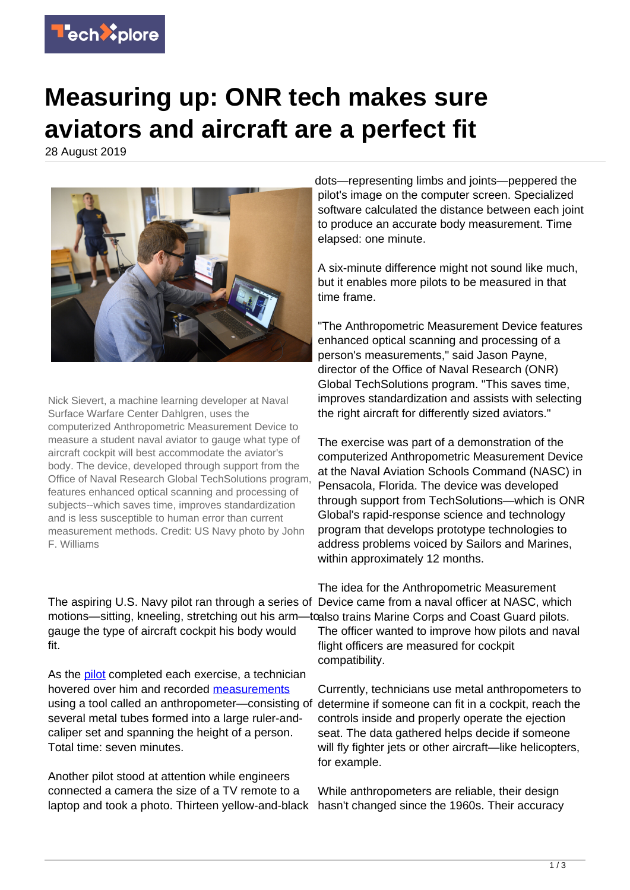# Measuring up: ONR tech makes sure aviators and aircraft are a perfect fit

28 August 2019

Nick Sievert, a machine learning developer at Naval Surface Warfare Center Dahlgren, uses the computerized Anthropometric Measurement Device to measure a student naval aviator to gauge what type of aircraft cockpit will best accommodate the aviator's body. The device, developed through support from the Office of Naval Research Global TechSolutions program, features enhanced optical scanning and processing of subjects--which saves time, improves standardization and is less susceptible to human error than current measurement methods. Credit: US Navy photo by John F. Williams

The aspiring U.S. Navy pilot ran through a series of motions—sitting, kneeling, stretching out his arm—to gauge the type of aircraft cockpit his body would fit.

As the pilot completed each exercise, a technician hovered over him and recorded measurements using a tool called an anthropometer—consisting of several metal tubes formed into a large ruler-and-caliper set and spanning the height of a person. Total time: seven minutes.

Another pilot stood at attention while engineers connected a camera the size of a TV remote to a laptop and took a photo. Thirteen yellow-and-black dots—representing limbs and joints—peppered the pilot's image on the computer screen. Specialized software calculated the distance between each joint to produce an accurate body measurement. Time elapsed: one minute.

A six-minute difference might not sound like much, but it enables more pilots to be measured in that time frame.

"The Anthropometric Measurement Device features enhanced optical scanning and processing of a person's measurements," said Jason Payne, director of the Office of Naval Research (ONR) Global TechSolutions program. "This saves time, improves standardization and assists with selecting the right aircraft for differently sized aviators."

The exercise was part of a demonstration of the computerized Anthropometric Measurement Device at the Naval Aviation Schools Command (NASC) in Pensacola, Florida. The device was developed through support from TechSolutions—which is ONR Global's rapid-response science and technology program that develops prototype technologies to address problems voiced by Sailors and Marines, within approximately 12 months.

The idea for the Anthropometric Measurement Device came from a naval officer at NASC, which also trains Marine Corps and Coast Guard pilots. The officer wanted to improve how pilots and naval flight officers are measured for cockpit compatibility.

Currently, technicians use metal anthropometers to determine if someone can fit in a cockpit, reach the controls inside and properly operate the ejection seat. The data gathered helps decide if someone will fly fighter jets or other aircraft—like helicopters, for example.

While anthropometers are reliable, their design hasn't changed since the 1960s. Their accuracy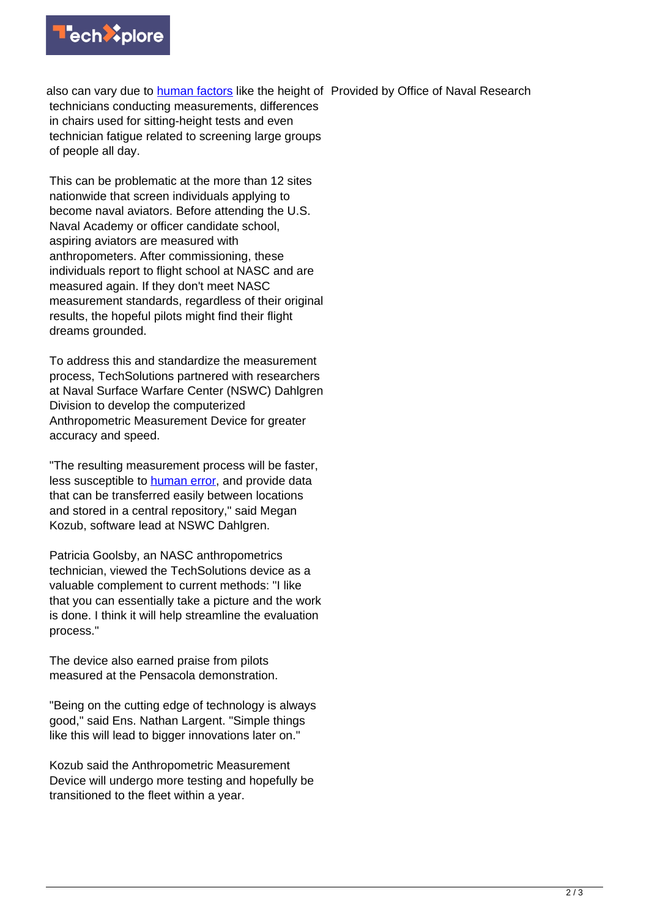also can vary due to human factors like the height of technicians conducting measurements, differences in chairs used for sitting-height tests and even technician fatigue related to screening large groups of people all day.

This can be problematic at the more than 12 sites nationwide that screen individuals applying to become naval aviators. Before attending the U.S. Naval Academy or officer candidate school, aspiring aviators are measured with anthropometers. After commissioning, these individuals report to flight school at NASC and are measured again. If they don't meet NASC measurement standards, regardless of their original results, the hopeful pilots might find their flight dreams grounded.

To address this and standardize the measurement process, TechSolutions partnered with researchers at Naval Surface Warfare Center (NSWC) Dahlgren Division to develop the computerized Anthropometric Measurement Device for greater accuracy and speed.

"The resulting measurement process will be faster, less susceptible to human error, and provide data that can be transferred easily between locations and stored in a central repository," said Megan Kozub, software lead at NSWC Dahlgren.

Patricia Goolsby, an NASC anthropometrics technician, viewed the TechSolutions device as a valuable complement to current methods: "I like that you can essentially take a picture and the work is done. I think it will help streamline the evaluation process."

The device also earned praise from pilots measured at the Pensacola demonstration.

"Being on the cutting edge of technology is always good," said Ens. Nathan Largent. "Simple things like this will lead to bigger innovations later on."

Kozub said the Anthropometric Measurement Device will undergo more testing and hopefully be transitioned to the fleet within a year.

Provided by Office of Naval Research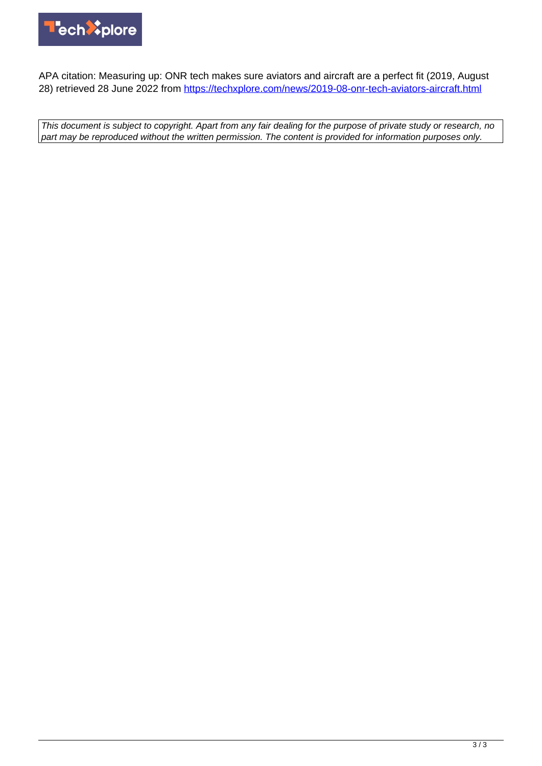APA citation: Measuring up: ONR tech makes sure aviators and aircraft are a perfect fit (2019, August 28) retrieved 28 June 2022 from https://techxplore.com/news/2019-08-onr-tech-aviators-aircraft.html

*This document is subject to copyright. Apart from any fair dealing for the purpose of private study or research, no part may be reproduced without the written permission. The content is provided for information purposes only.*